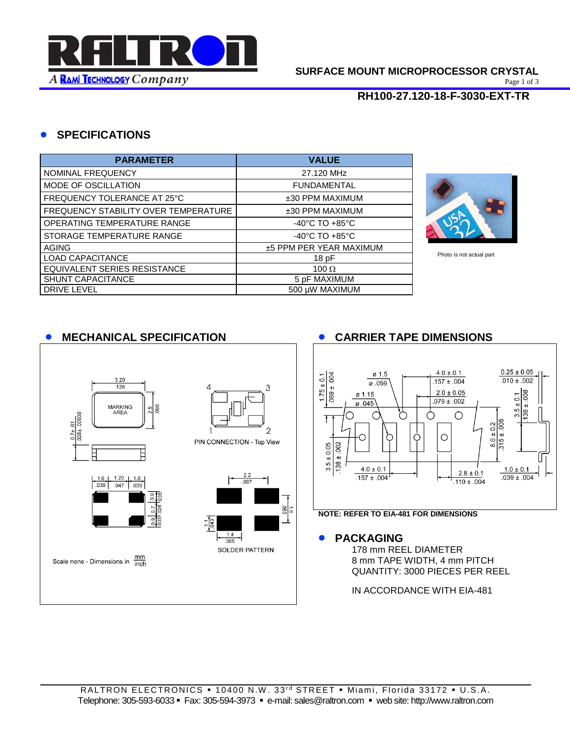**SURFACE MOUNT MICROPROCESSOR CRYSTAL**

**RH100-27.120-18-F-3030-EXT-TR**

## SPECIFICATIONS

| PARAMETER | VALUE |
|---|---|
| NOMINAL FREQUENCY | 27.120 MHz |
| MODE OF OSCILLATION | FUNDAMENTAL |
| FREQUENCY TOLERANCE AT 25°C | ±30 PPM MAXIMUM |
| FREQUENCY STABILITY OVER TEMPERATURE | ±30 PPM MAXIMUM |
| OPERATING TEMPERATURE RANGE | -40°C TO +85°C |
| STORAGE TEMPERATURE RANGE | -40°C TO +85°C |
| AGING | ±5 PPM PER YEAR MAXIMUM |
| LOAD CAPACITANCE | 18 pF |
| EQUIVALENT SERIES RESISTANCE | 100 Ω |
| SHUNT CAPACITANCE | 5 pF MAXIMUM |
| DRIVE LEVEL | 500 µW MAXIMUM |

Photo is not actual part

## MECHANICAL SPECIFICATION

PIN CONNECTION - Top View

SOLDER PATTERN

Scale none - Dimensions in mm / inch

## CARRIER TAPE DIMENSIONS

NOTE: REFER TO EIA-481 FOR DIMENSIONS

## PACKAGING

178 mm REEL DIAMETER
8 mm TAPE WIDTH, 4 mm PITCH
QUANTITY: 3000 PIECES PER REEL

IN ACCORDANCE WITH EIA-481

RALTRON ELECTRONICS ▪ 10400 N.W. 33rd STREET ▪ Miami, Florida 33172 ▪ U.S.A.
Telephone: 305-593-6033 ▪ Fax: 305-594-3973 ▪ e-mail: sales@raltron.com ▪ web site: http://www.raltron.com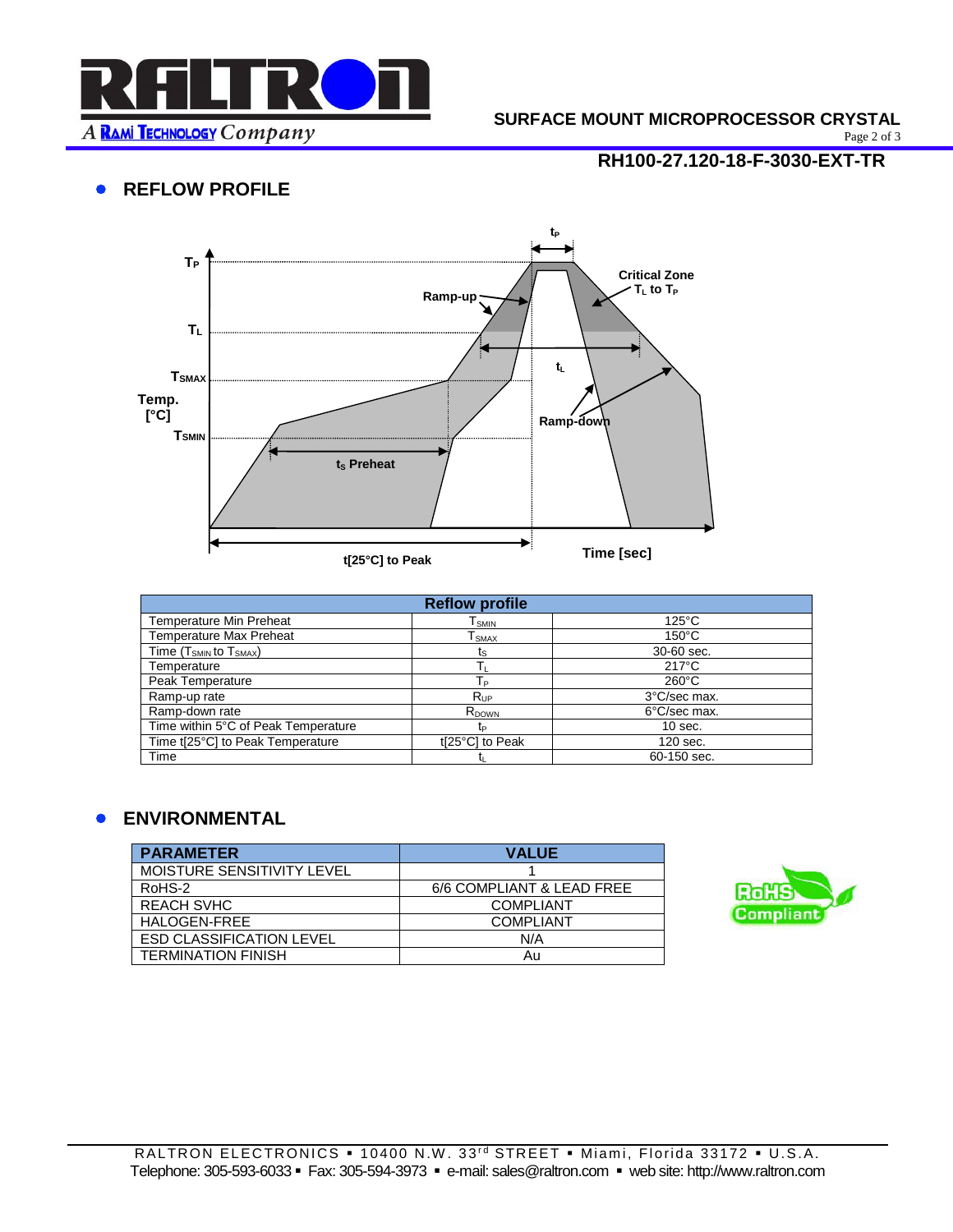## REFLOW PROFILE

| Reflow profile | | |
|---|---|---|
| Temperature Min Preheat | $T_{SMIN}$ | 125°C |
| Temperature Max Preheat | $T_{SMAX}$ | 150°C |
| Time ($T_{SMIN}$ to $T_{SMAX}$) | $t_S$ | 30-60 sec. |
| Temperature | $T_L$ | 217°C |
| Peak Temperature | $T_P$ | 260°C |
| Ramp-up rate | $R_{UP}$ | 3°C/sec max. |
| Ramp-down rate | $R_{DOWN}$ | 6°C/sec max. |
| Time within 5°C of Peak Temperature | $t_P$ | 10 sec. |
| Time t[25°C] to Peak Temperature | t[25°C] to Peak | 120 sec. |
| Time | $t_L$ | 60-150 sec. |

## ENVIRONMENTAL

| PARAMETER | VALUE |
|---|---|
| MOISTURE SENSITIVITY LEVEL | 1 |
| RoHS-2 | 6/6 COMPLIANT & LEAD FREE |
| REACH SVHC | COMPLIANT |
| HALOGEN-FREE | COMPLIANT |
| ESD CLASSIFICATION LEVEL | N/A |
| TERMINATION FINISH | Au |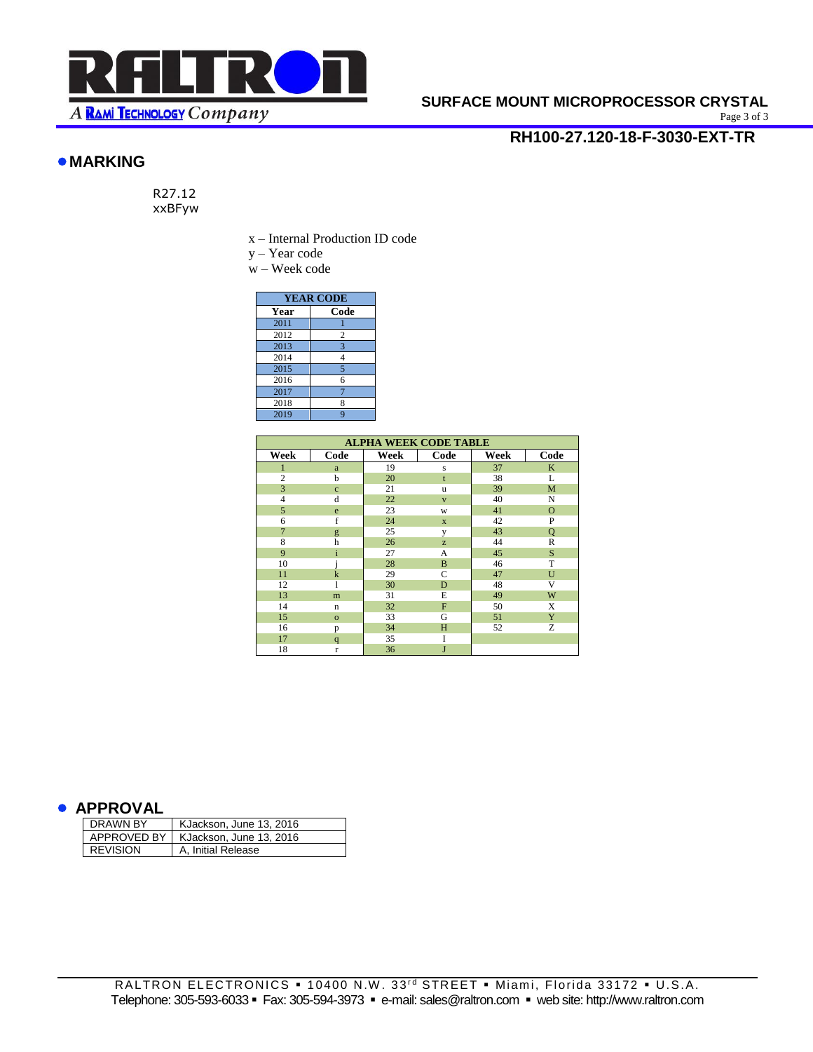**SURFACE MOUNT MICROPROCESSOR CRYSTAL**

**RH100-27.120-18-F-3030-EXT-TR**

## MARKING

R27.12
xxBFyw

x – Internal Production ID code
y – Year code
w – Week code

| YEAR CODE | |
|---|---|
| **Year** | **Code** |
| 2011 | 1 |
| 2012 | 2 |
| 2013 | 3 |
| 2014 | 4 |
| 2015 | 5 |
| 2016 | 6 |
| 2017 | 7 |
| 2018 | 8 |
| 2019 | 9 |

| ALPHA WEEK CODE TABLE | | | | | |
|---|---|---|---|---|---|
| **Week** | **Code** | **Week** | **Code** | **Week** | **Code** |
| 1 | a | 19 | s | 37 | K |
| 2 | b | 20 | t | 38 | L |
| 3 | c | 21 | u | 39 | M |
| 4 | d | 22 | v | 40 | N |
| 5 | e | 23 | w | 41 | O |
| 6 | f | 24 | x | 42 | P |
| 7 | g | 25 | y | 43 | Q |
| 8 | h | 26 | z | 44 | R |
| 9 | i | 27 | A | 45 | S |
| 10 | j | 28 | B | 46 | T |
| 11 | k | 29 | C | 47 | U |
| 12 | l | 30 | D | 48 | V |
| 13 | m | 31 | E | 49 | W |
| 14 | n | 32 | F | 50 | X |
| 15 | o | 33 | G | 51 | Y |
| 16 | p | 34 | H | 52 | Z |
| 17 | q | 35 | I | | |
| 18 | r | 36 | J | | |

## APPROVAL

| | |
|---|---|
| DRAWN BY | KJackson, June 13, 2016 |
| APPROVED BY | KJackson, June 13, 2016 |
| REVISION | A, Initial Release |